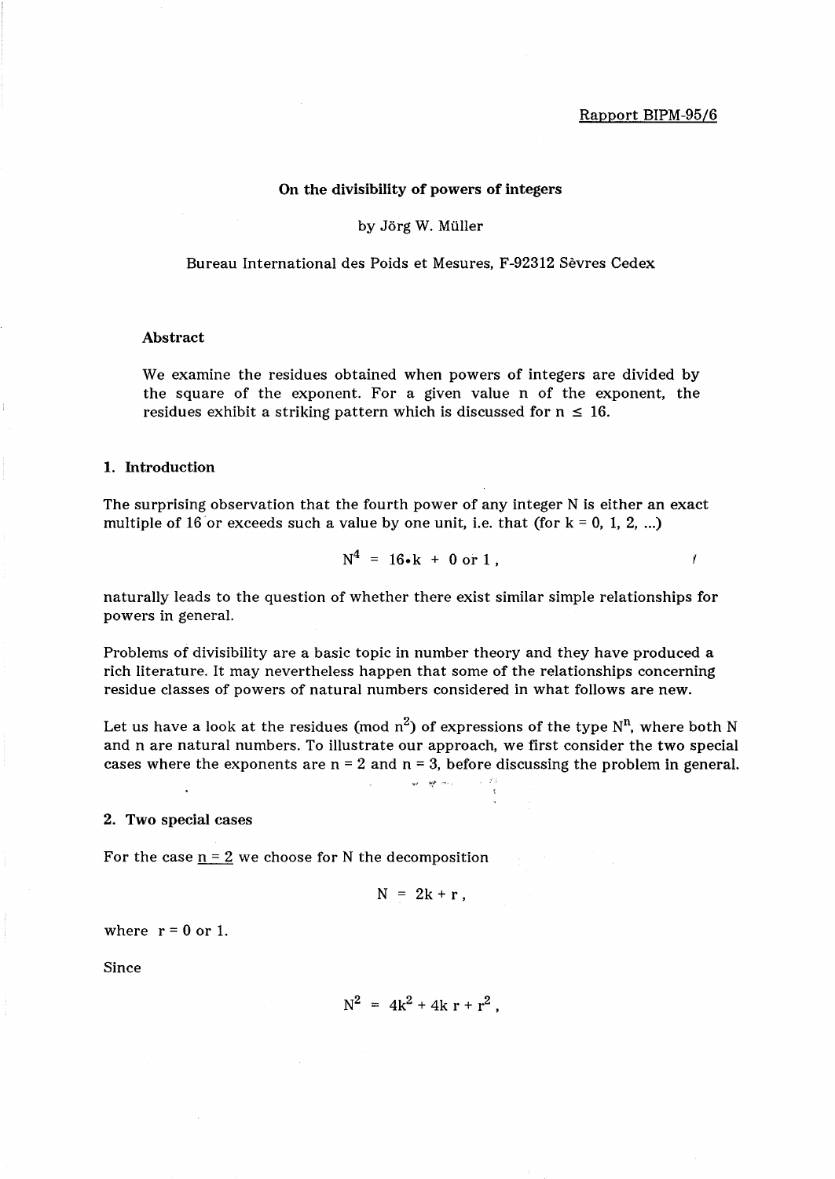Rapport BIPM-95/6

# On the divisibility of powers of integers

by Jörg W. Müller

Bureau International des Poids et Mesures, F-92312 Sèvres Cedex

### Abstract

We examine the residues obtained when powers of integers are divided by the square of the exponent. For a given value n of the exponent, the residues exhibit a striking pattern which is discussed for $n \leq 16$.

## 1. Introduction

The surprising observation that the fourth power of any integer N is either an exact multiple of 16 or exceeds such a value by one unit, i.e. that (for k = 0, 1, 2, ...)

$$N^4 = 16 \cdot k + 0 \text{ or } 1 \,,$$

naturally leads to the question of whether there exist similar simple relationships for powers in general.

Problems of divisibility are a basic topic in number theory and they have produced a rich literature. It may nevertheless happen that some of the relationships concerning residue classes of powers of natural numbers considered in what follows are new.

Let us have a look at the residues (mod $n^2$) of expressions of the type $N^n$, where both N and n are natural numbers. To illustrate our approach, we first consider the two special cases where the exponents are n = 2 and n = 3, before discussing the problem in general.

## 2. Two special cases

For the case n = 2 we choose for N the decomposition

$$N = 2k + r \,,$$

where r = 0 or 1.

Since

$$N^2 = 4k^2 + 4k\,r + r^2 \,,$$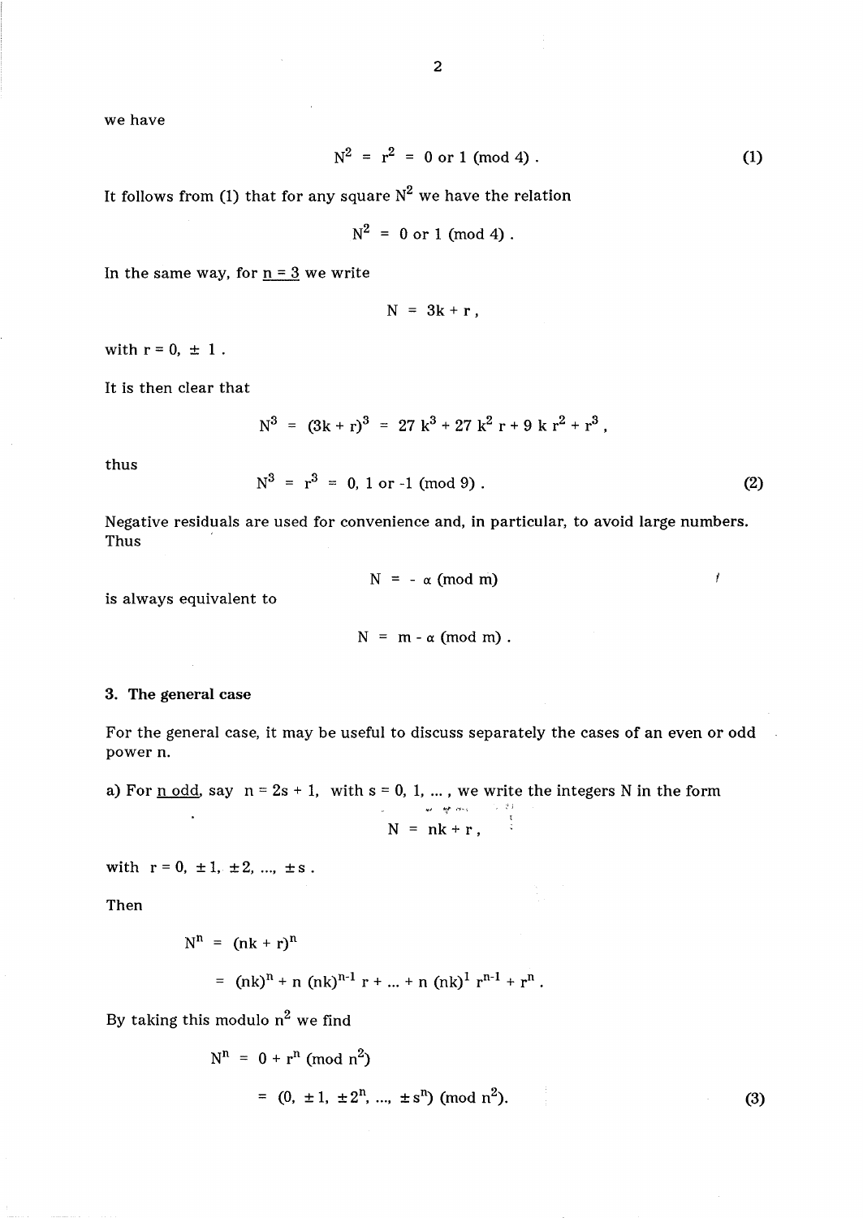we have

$$N^2 = r^2 = 0 \text{ or } 1 \pmod 4 . \tag{1}$$

It follows from (1) that for any square $N^2$ we have the relation

$$N^2 = 0 \text{ or } 1 \pmod 4 .$$

In the same way, for $\underline{n = 3}$ we write

$$N = 3k + r ,$$

with $r = 0, \pm 1$ .

It is then clear that

$$N^3 = (3k + r)^3 = 27 k^3 + 27 k^2 r + 9 k r^2 + r^3 ,$$

thus

$$N^3 = r^3 = 0, 1 \text{ or } -1 \pmod 9 . \tag{2}$$

Negative residuals are used for convenience and, in particular, to avoid large numbers. Thus

$$N = - \alpha \pmod m$$

is always equivalent to

$$N = m - \alpha \pmod m .$$

### 3. The general case

For the general case, it may be useful to discuss separately the cases of an even or odd power n.

a) For $\underline{n \text{ odd}}$, say $n = 2s + 1$, with $s = 0, 1, \ldots$ , we write the integers N in the form

$$N = nk + r ,$$

with $r = 0, \pm 1, \pm 2, \ldots, \pm s$ .

Then

$$\begin{aligned} N^n &= (nk + r)^n \\ &= (nk)^n + n (nk)^{n-1} r + \ldots + n (nk)^1 r^{n-1} + r^n . \end{aligned}$$

By taking this modulo $n^2$ we find

$$\begin{aligned} N^n &= 0 + r^n \pmod{n^2} \\ &= (0, \pm 1, \pm 2^n, \ldots, \pm s^n) \pmod{n^2}. \end{aligned} \tag{3}$$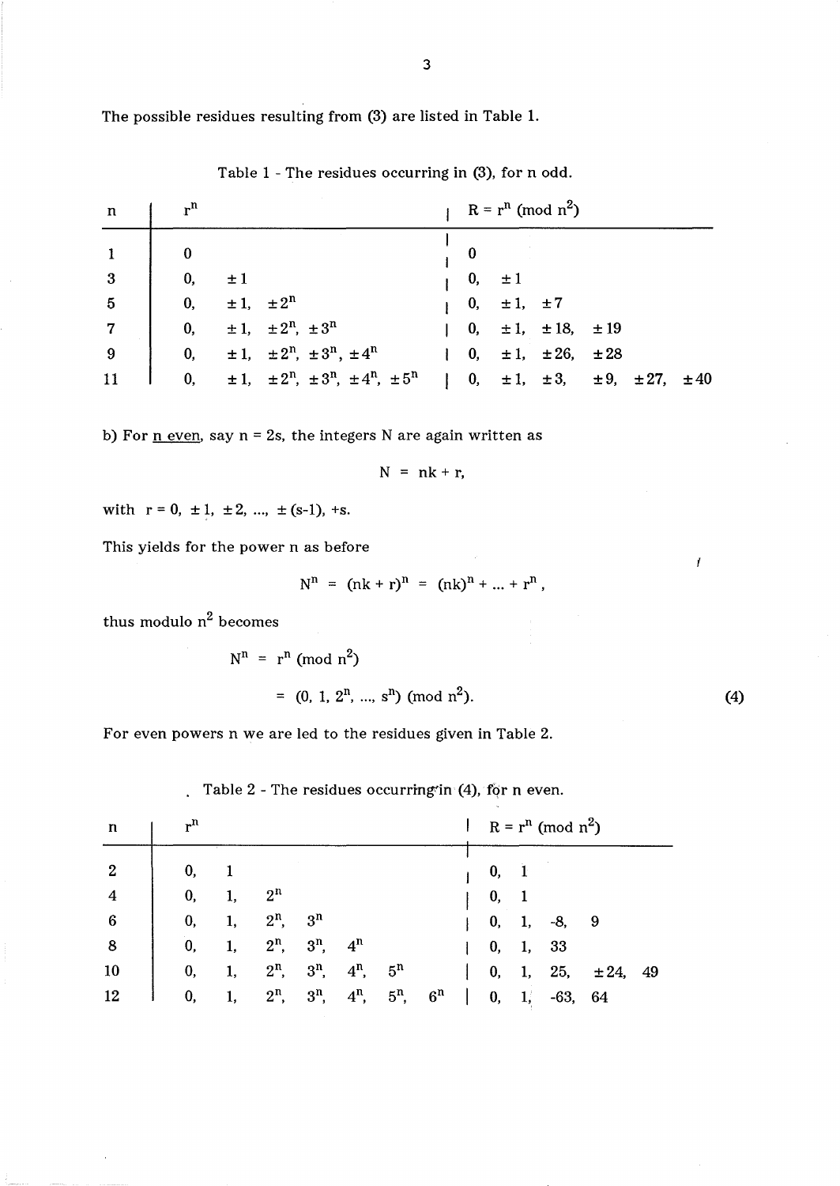The possible residues resulting from (3) are listed in Table 1.

Table 1 - The residues occurring in (3), for n odd.

| $n$ | $r^n$ | $R = r^n \pmod{n^2}$ |
|---|---|---|
| 1 | $0$ | $0$ |
| 3 | $0,\ \pm 1$ | $0,\ \pm 1$ |
| 5 | $0,\ \pm 1,\ \pm 2^n$ | $0,\ \pm 1,\ \pm 7$ |
| 7 | $0,\ \pm 1,\ \pm 2^n,\ \pm 3^n$ | $0,\ \pm 1,\ \pm 18,\ \pm 19$ |
| 9 | $0,\ \pm 1,\ \pm 2^n,\ \pm 3^n,\ \pm 4^n$ | $0,\ \pm 1,\ \pm 26,\ \pm 28$ |
| 11 | $0,\ \pm 1,\ \pm 2^n,\ \pm 3^n,\ \pm 4^n,\ \pm 5^n$ | $0,\ \pm 1,\ \pm 3,\ \pm 9,\ \pm 27,\ \pm 40$ |

b) For n even, say $n = 2s$, the integers N are again written as

$$N = nk + r,$$

with $r = 0, \pm 1, \pm 2, \ldots, \pm(s-1), +s$.

This yields for the power n as before

$$N^n = (nk + r)^n = (nk)^n + \ldots + r^n,$$

thus modulo $n^2$ becomes

$$N^n = r^n \pmod{n^2}$$

$$= (0, 1, 2^n, \ldots, s^n) \pmod{n^2}. \tag{4}$$

For even powers n we are led to the residues given in Table 2.

Table 2 - The residues occurring in (4), for n even.

| $n$ | $r^n$ | $R = r^n \pmod{n^2}$ |
|---|---|---|
| 2 | $0,\ 1$ | $0,\ 1$ |
| 4 | $0,\ 1,\ 2^n$ | $0,\ 1$ |
| 6 | $0,\ 1,\ 2^n,\ 3^n$ | $0,\ 1,\ -8,\ 9$ |
| 8 | $0,\ 1,\ 2^n,\ 3^n,\ 4^n$ | $0,\ 1,\ 33$ |
| 10 | $0,\ 1,\ 2^n,\ 3^n,\ 4^n,\ 5^n$ | $0,\ 1,\ 25,\ \pm 24,\ 49$ |
| 12 | $0,\ 1,\ 2^n,\ 3^n,\ 4^n,\ 5^n,\ 6^n$ | $0,\ 1,\ -63,\ 64$ |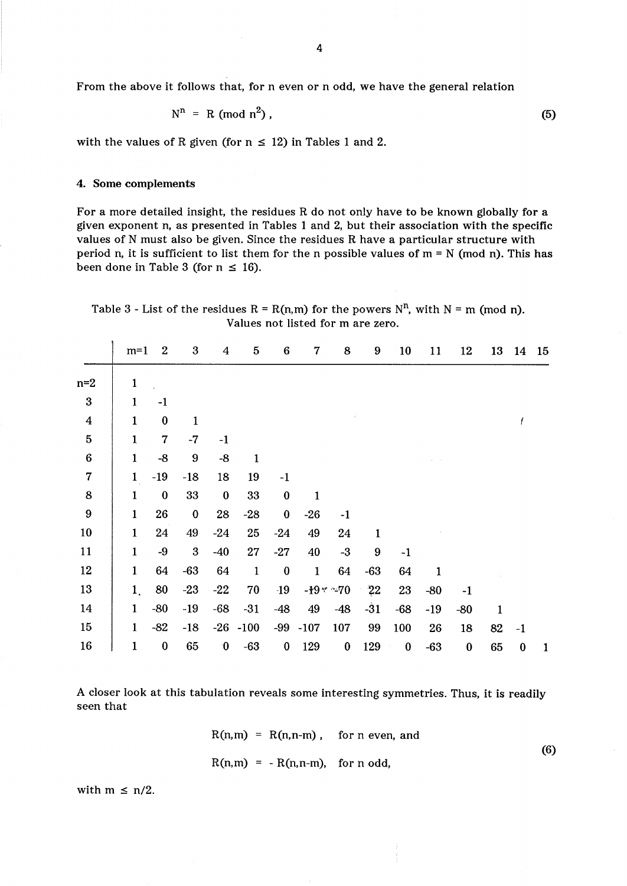From the above it follows that, for n even or n odd, we have the general relation

$$N^n = R \pmod{n^2}, \tag{5}$$

with the values of R given (for $n \leq 12$) in Tables 1 and 2.

## 4. Some complements

For a more detailed insight, the residues R do not only have to be known globally for a given exponent n, as presented in Tables 1 and 2, but their association with the specific values of N must also be given. Since the residues R have a particular structure with period n, it is sufficient to list them for the n possible values of $m = N \pmod{n}$. This has been done in Table 3 (for $n \leq 16$).

Table 3 - List of the residues $R = R(n,m)$ for the powers $N^n$, with $N = m \pmod{n}$. Values not listed for m are zero.

| | m=1 | 2 | 3 | 4 | 5 | 6 | 7 | 8 | 9 | 10 | 11 | 12 | 13 | 14 | 15 |
|---|---|---|---|---|---|---|---|---|---|---|---|---|---|---|---|
| n=2 | 1 | | | | | | | | | | | | | | |
| 3 | 1 | -1 | | | | | | | | | | | | | |
| 4 | 1 | 0 | 1 | | | | | | | | | | | | |
| 5 | 1 | 7 | -7 | -1 | | | | | | | | | | | |
| 6 | 1 | -8 | 9 | -8 | 1 | | | | | | | | | | |
| 7 | 1 | -19 | -18 | 18 | 19 | -1 | | | | | | | | | |
| 8 | 1 | 0 | 33 | 0 | 33 | 0 | 1 | | | | | | | | |
| 9 | 1 | 26 | 0 | 28 | -28 | 0 | -26 | -1 | | | | | | | |
| 10 | 1 | 24 | 49 | -24 | 25 | -24 | 49 | 24 | 1 | | | | | | |
| 11 | 1 | -9 | 3 | -40 | 27 | -27 | 40 | -3 | 9 | -1 | | | | | |
| 12 | 1 | 64 | -63 | 64 | 1 | 0 | 1 | 64 | -63 | 64 | 1 | | | | |
| 13 | 1 | 80 | -23 | -22 | 70 | 19 | -19 | -70 | 22 | 23 | -80 | -1 | | | |
| 14 | 1 | -80 | -19 | -68 | -31 | -48 | 49 | -48 | -31 | -68 | -19 | -80 | 1 | | |
| 15 | 1 | -82 | -18 | -26 | -100 | -99 | -107 | 107 | 99 | 100 | 26 | 18 | 82 | -1 | |
| 16 | 1 | 0 | 65 | 0 | -63 | 0 | 129 | 0 | 129 | 0 | -63 | 0 | 65 | 0 | 1 |

A closer look at this tabulation reveals some interesting symmetries. Thus, it is readily seen that

$$\begin{aligned} R(n,m) &= R(n,n-m), \quad \text{for n even, and} \\ R(n,m) &= -R(n,n-m), \quad \text{for n odd,} \end{aligned} \tag{6}$$

with $m \leq n/2$.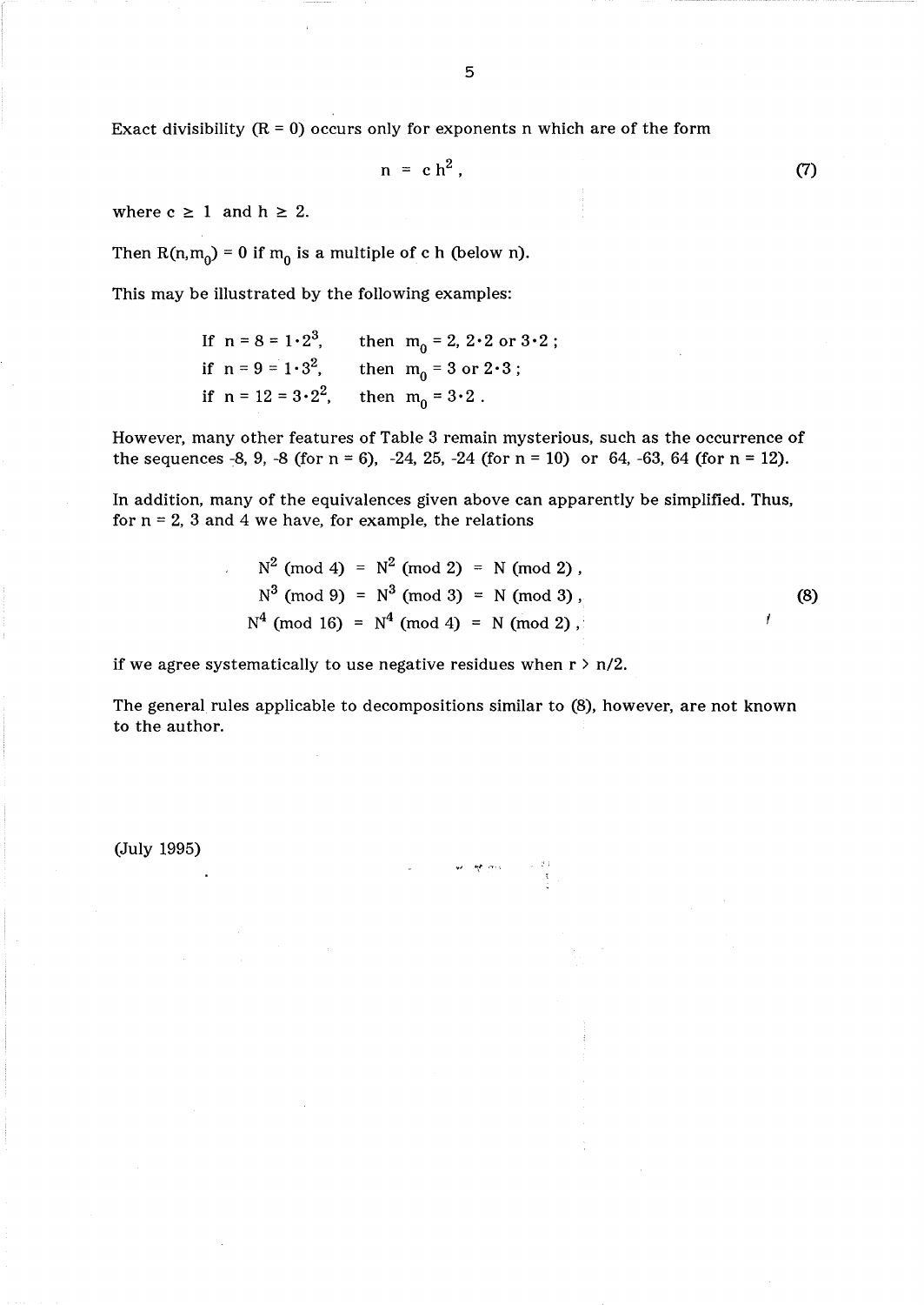Exact divisibility ($R = 0$) occurs only for exponents n which are of the form

$$n = c\,h^2, \tag{7}$$

where $c \geq 1$ and $h \geq 2$.

Then $R(n,m_0) = 0$ if $m_0$ is a multiple of c h (below n).

This may be illustrated by the following examples:

If $n = 8 = 1 \cdot 2^3$, then $m_0 = 2,\ 2 \cdot 2$ or $3 \cdot 2$ ;
if $n = 9 = 1 \cdot 3^2$, then $m_0 = 3$ or $2 \cdot 3$ ;
if $n = 12 = 3 \cdot 2^2$, then $m_0 = 3 \cdot 2$ .

However, many other features of Table 3 remain mysterious, such as the occurrence of the sequences -8, 9, -8 (for n = 6), -24, 25, -24 (for n = 10) or 64, -63, 64 (for n = 12).

In addition, many of the equivalences given above can apparently be simplified. Thus, for n = 2, 3 and 4 we have, for example, the relations

$$\begin{aligned} N^2 \pmod 4 &= N^2 \pmod 2 = N \pmod 2, \\ N^3 \pmod 9 &= N^3 \pmod 3 = N \pmod 3, \\ N^4 \pmod{16} &= N^4 \pmod 4 = N \pmod 2, \end{aligned} \tag{8}$$

if we agree systematically to use negative residues when $r > n/2$.

The general rules applicable to decompositions similar to (8), however, are not known to the author.

(July 1995)